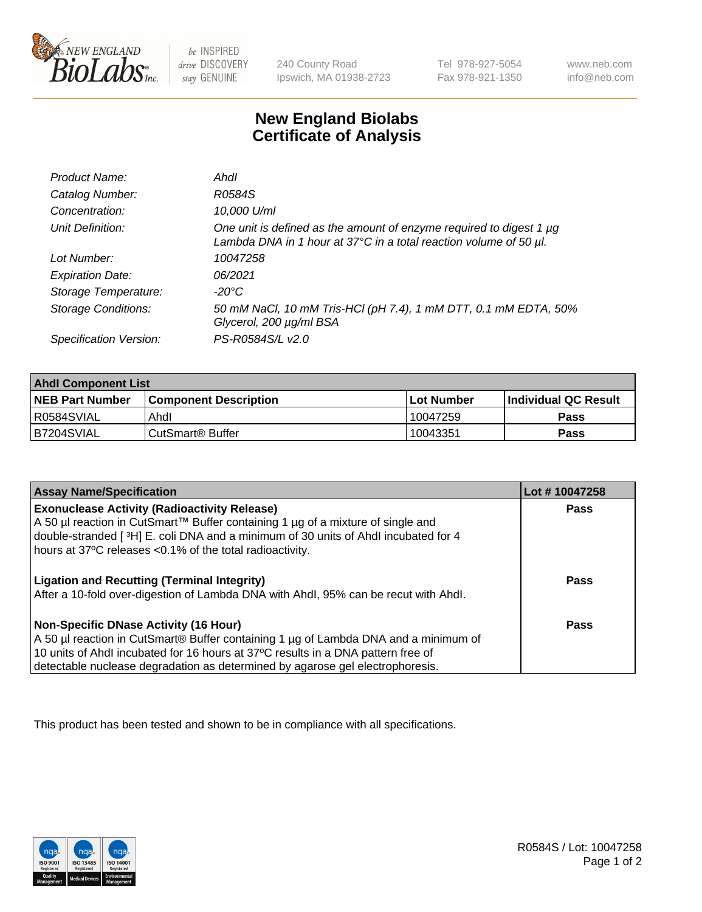# New England Biolabs Certificate of Analysis

| | |
|---|---|
| *Product Name:* | *AhdI* |
| *Catalog Number:* | *R0584S* |
| *Concentration:* | *10,000 U/ml* |
| *Unit Definition:* | *One unit is defined as the amount of enzyme required to digest 1 µg Lambda DNA in 1 hour at 37°C in a total reaction volume of 50 µl.* |
| *Lot Number:* | *10047258* |
| *Expiration Date:* | *06/2021* |
| *Storage Temperature:* | *-20°C* |
| *Storage Conditions:* | *50 mM NaCl, 10 mM Tris-HCl (pH 7.4), 1 mM DTT, 0.1 mM EDTA, 50% Glycerol, 200 µg/ml BSA* |
| *Specification Version:* | *PS-R0584S/L v2.0* |

| **AhdI Component List** | | | |
|---|---|---|---|
| **NEB Part Number** | **Component Description** | **Lot Number** | **Individual QC Result** |
| R0584SVIAL | AhdI | 10047259 | **Pass** |
| B7204SVIAL | CutSmart® Buffer | 10043351 | **Pass** |

| **Assay Name/Specification** | **Lot # 10047258** |
|---|---|
| **Exonuclease Activity (Radioactivity Release)**<br>A 50 µl reaction in CutSmart™ Buffer containing 1 µg of a mixture of single and double-stranded [ $^3$H] E. coli DNA and a minimum of 30 units of AhdI incubated for 4 hours at 37°C releases <0.1% of the total radioactivity. | **Pass** |
| **Ligation and Recutting (Terminal Integrity)**<br>After a 10-fold over-digestion of Lambda DNA with AhdI, 95% can be recut with AhdI. | **Pass** |
| **Non-Specific DNase Activity (16 Hour)**<br>A 50 µl reaction in CutSmart® Buffer containing 1 µg of Lambda DNA and a minimum of 10 units of AhdI incubated for 16 hours at 37°C results in a DNA pattern free of detectable nuclease degradation as determined by agarose gel electrophoresis. | **Pass** |

This product has been tested and shown to be in compliance with all specifications.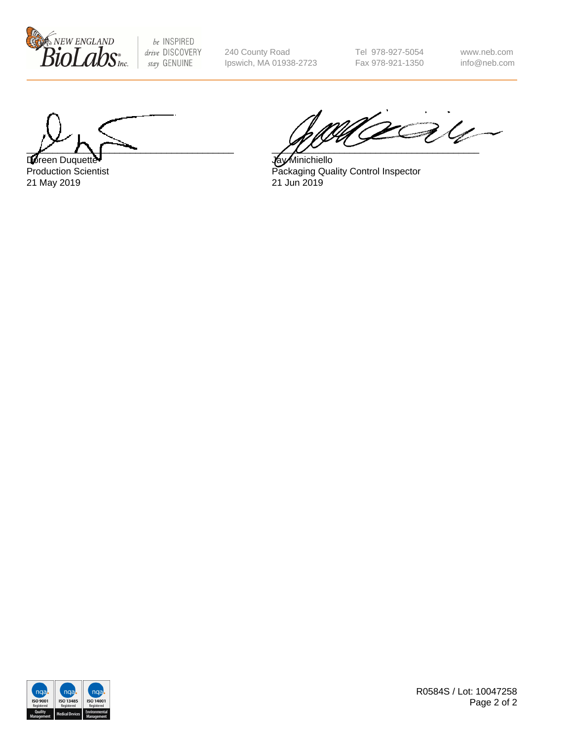Doreen Duquette
Production Scientist
21 May 2019

Jay Minichiello
Packaging Quality Control Inspector
21 Jun 2019

R0584S / Lot: 10047258